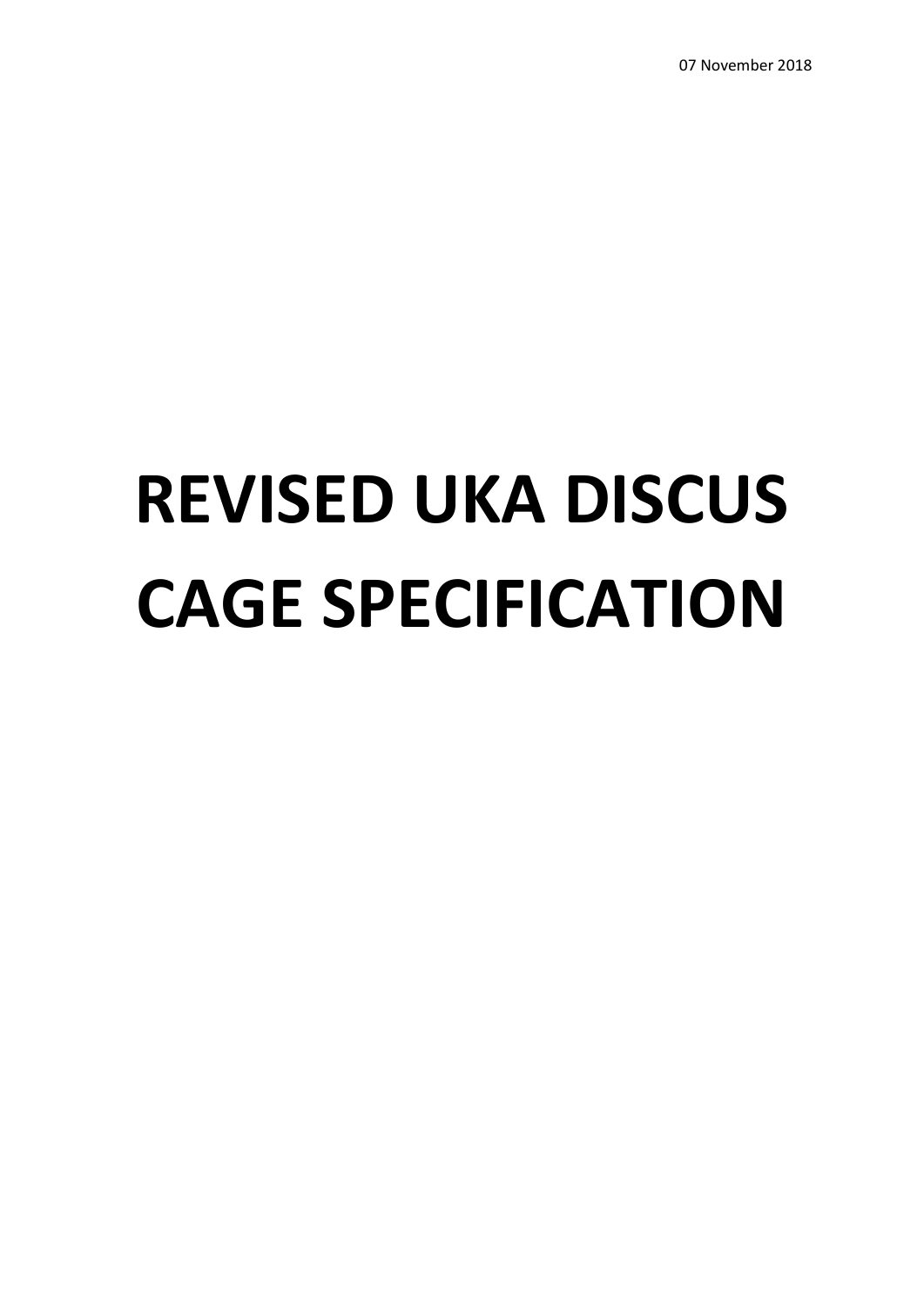07 November 2018

# REVISED UKA DISCUS CAGE SPECIFICATION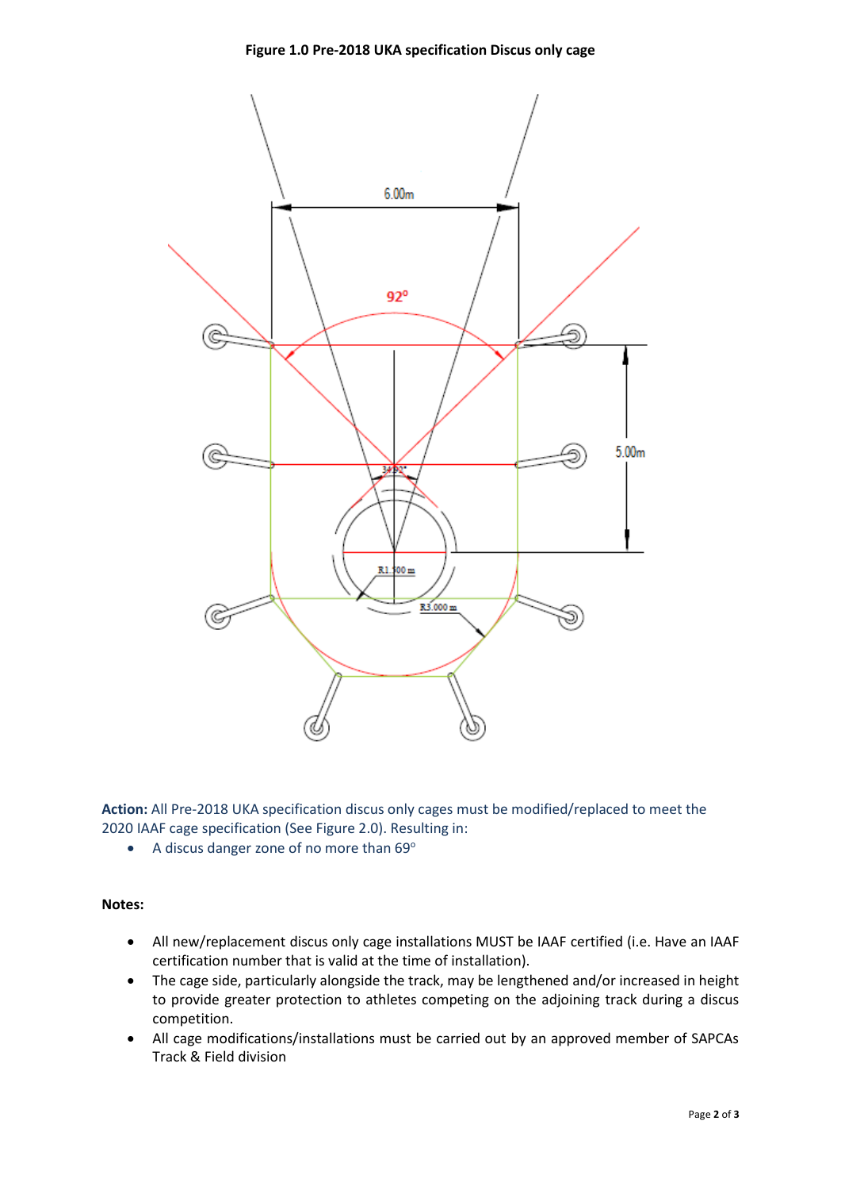**Figure 1.0 Pre-2018 UKA specification Discus only cage**

**Action:** All Pre-2018 UKA specification discus only cages must be modified/replaced to meet the 2020 IAAF cage specification (See Figure 2.0). Resulting in:

- A discus danger zone of no more than 69°

**Notes:**

- All new/replacement discus only cage installations MUST be IAAF certified (i.e. Have an IAAF certification number that is valid at the time of installation).
- The cage side, particularly alongside the track, may be lengthened and/or increased in height to provide greater protection to athletes competing on the adjoining track during a discus competition.
- All cage modifications/installations must be carried out by an approved member of SAPCAs Track & Field division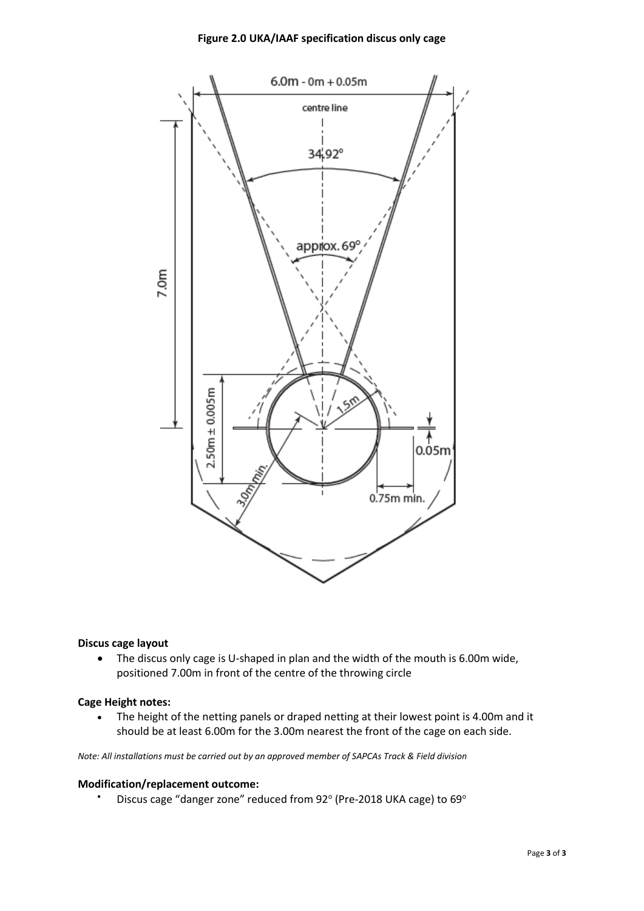**Figure 2.0 UKA/IAAF specification discus only cage**

6.0m - 0m + 0.05m

centre line

34.92°

approx. 69°

7.0m

2.50m ± 0.005m

1.5m

0.05m

3.0m min.

0.75m min.

**Discus cage layout**

- The discus only cage is U-shaped in plan and the width of the mouth is 6.00m wide, positioned 7.00m in front of the centre of the throwing circle

**Cage Height notes:**

- The height of the netting panels or draped netting at their lowest point is 4.00m and it should be at least 6.00m for the 3.00m nearest the front of the cage on each side.

*Note: All installations must be carried out by an approved member of SAPCAs Track & Field division*

**Modification/replacement outcome:**

- Discus cage "danger zone" reduced from 92° (Pre-2018 UKA cage) to 69°